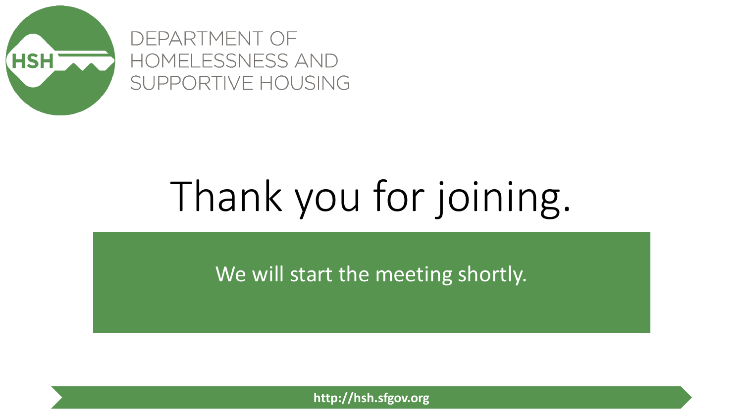HSH

DEPARTMENT OF HOMELESSNESS AND SUPPORTIVE HOUSING

# Thank you for joining.

We will start the meeting shortly.

**http://hsh.sfgov.org**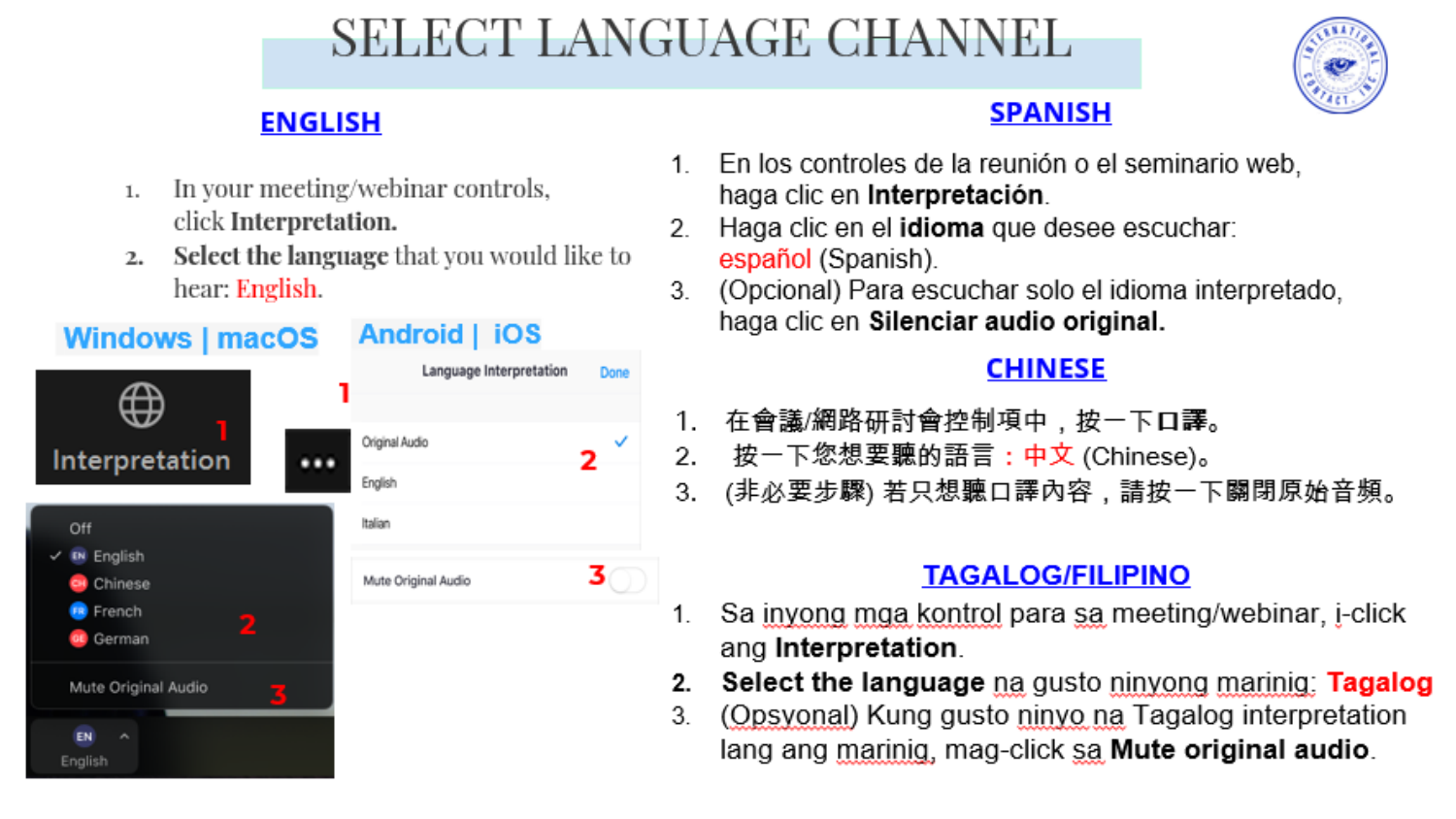# SELECT LANGUAGE CHANNEL

## ENGLISH

1. In your meeting/webinar controls, click **Interpretation.**
2. **Select the language** that you would like to hear: English.

Windows | macOS

Interpretation

Off
English
Chinese
French
German
Mute Original Audio

Android | iOS

Language Interpretation Done

Original Audio
English
Italian

Mute Original Audio

## SPANISH

1. En los controles de la reunión o el seminario web, haga clic en **Interpretación**.
2. Haga clic en el **idioma** que desee escuchar: español (Spanish).
3. (Opcional) Para escuchar solo el idioma interpretado, haga clic en **Silenciar audio original.**

## CHINESE

1. 在會議/網路研討會控制項中，按一下**口譯**。
2. 按一下您想要聽的語言：中文 (Chinese)。
3. (非必要步驟) 若只想聽口譯內容，請按一下關閉原始音頻。

## TAGALOG/FILIPINO

1. Sa inyong mga kontrol para sa meeting/webinar, i-click ang **Interpretation**.
2. **Select the language** na gusto ninyong marinig: **Tagalog**
3. (Opsyonal) Kung gusto ninyo na Tagalog interpretation lang ang marinig, mag-click sa **Mute original audio**.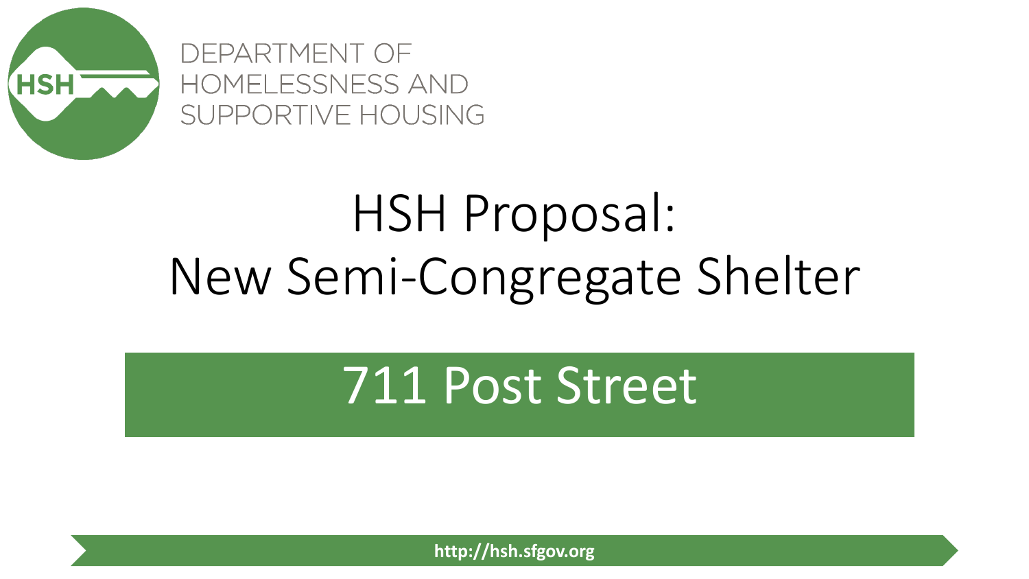DEPARTMENT OF HOMELESSNESS AND SUPPORTIVE HOUSING

# HSH Proposal: New Semi-Congregate Shelter

## 711 Post Street

http://hsh.sfgov.org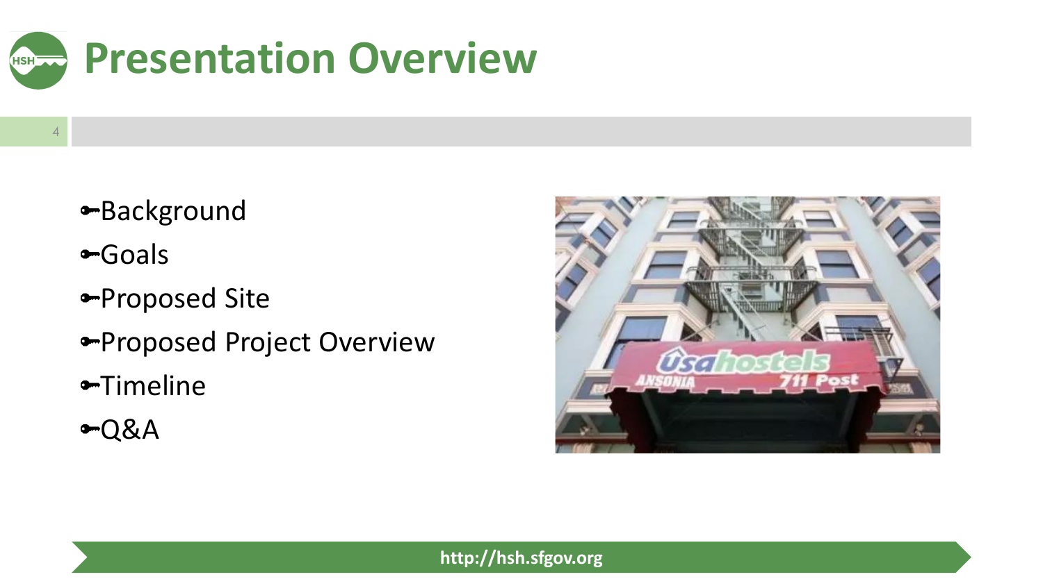# Presentation Overview

- Background
- Goals
- Proposed Site
- Proposed Project Overview
- Timeline
- Q&A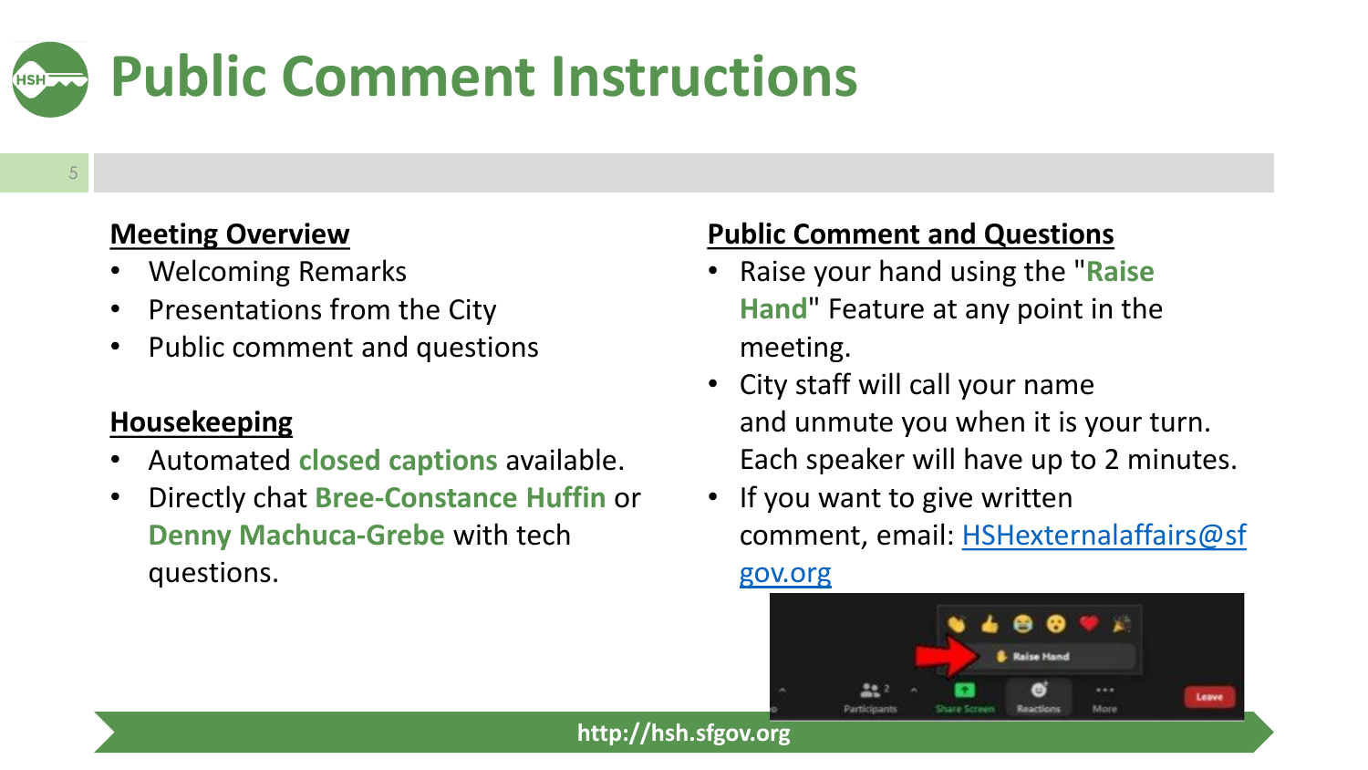# Public Comment Instructions

## Meeting Overview

- Welcoming Remarks
- Presentations from the City
- Public comment and questions

## Housekeeping

- Automated **closed captions** available.
- Directly chat **Bree-Constance Huffin** or **Denny Machuca-Grebe** with tech questions.

## Public Comment and Questions

- Raise your hand using the "**Raise Hand**" Feature at any point in the meeting.
- City staff will call your name and unmute you when it is your turn. Each speaker will have up to 2 minutes.
- If you want to give written comment, email: HSHexternalaffairs@sfgov.org

http://hsh.sfgov.org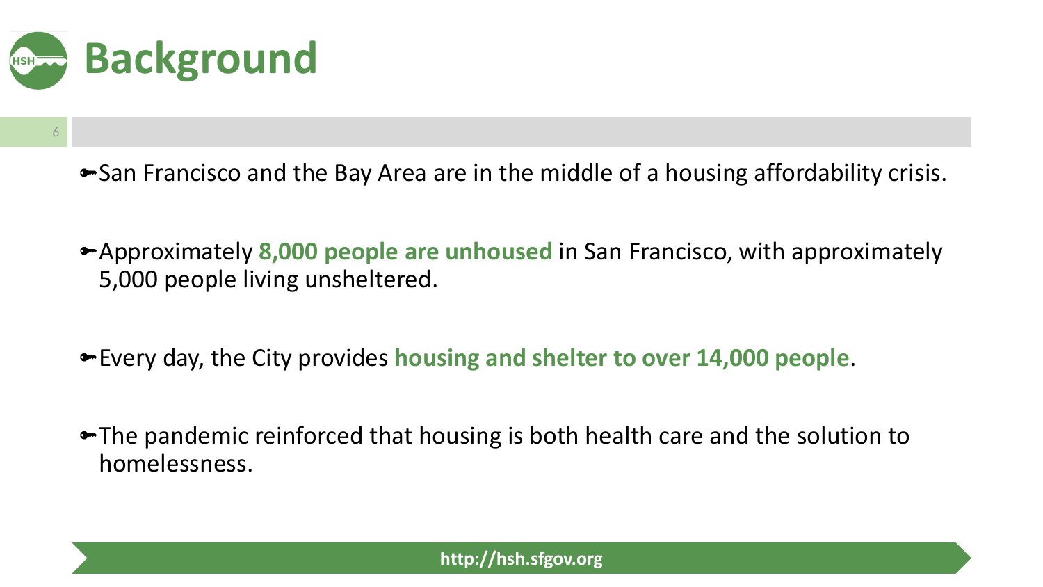# Background

- San Francisco and the Bay Area are in the middle of a housing affordability crisis.
- Approximately **8,000 people are unhoused** in San Francisco, with approximately 5,000 people living unsheltered.
- Every day, the City provides **housing and shelter to over 14,000 people**.
- The pandemic reinforced that housing is both health care and the solution to homelessness.

http://hsh.sfgov.org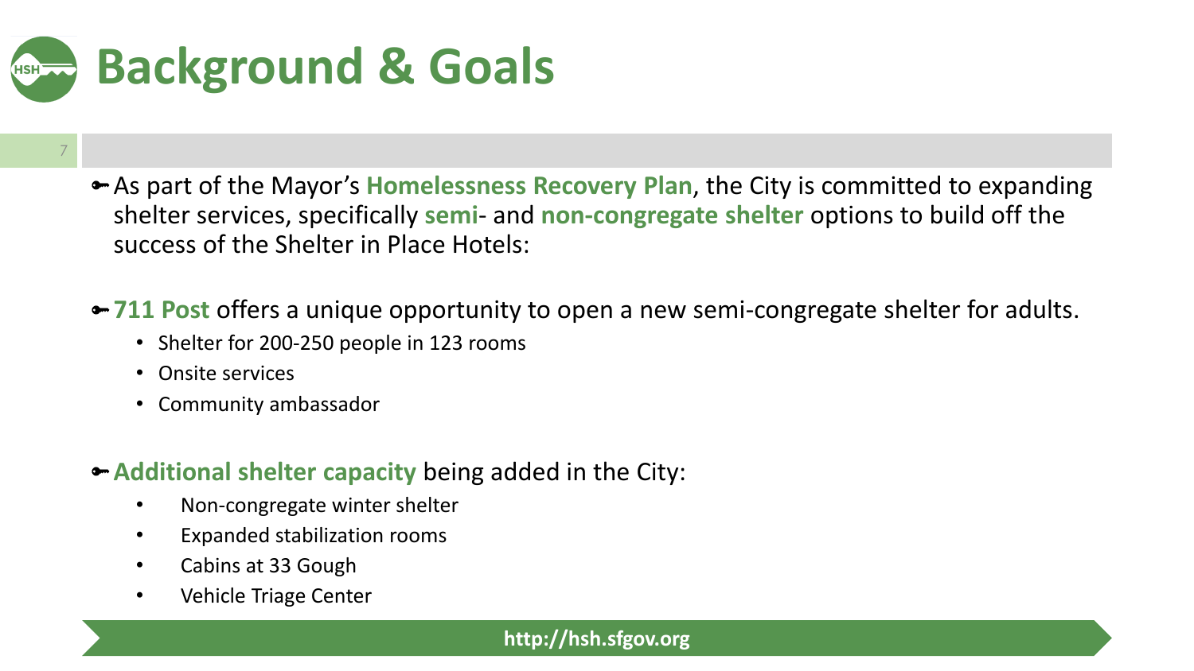# Background & Goals

- As part of the Mayor's **Homelessness Recovery Plan**, the City is committed to expanding shelter services, specifically **semi**- and **non-congregate shelter** options to build off the success of the Shelter in Place Hotels:

- **711 Post** offers a unique opportunity to open a new semi-congregate shelter for adults.
  - Shelter for 200-250 people in 123 rooms
  - Onsite services
  - Community ambassador

- **Additional shelter capacity** being added in the City:
  - Non-congregate winter shelter
  - Expanded stabilization rooms
  - Cabins at 33 Gough
  - Vehicle Triage Center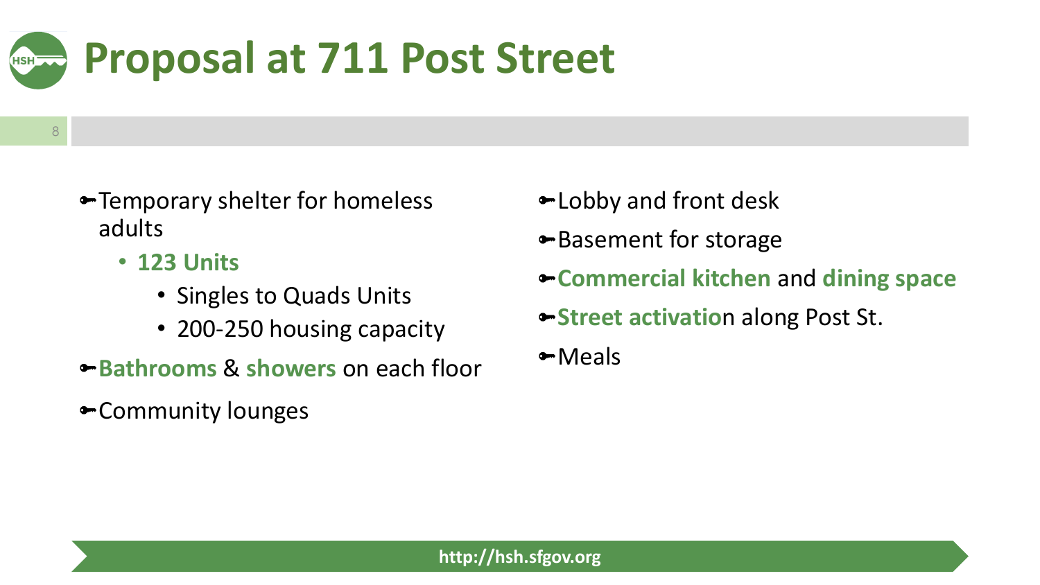# Proposal at 711 Post Street

- Temporary shelter for homeless adults
  - **123 Units**
    - Singles to Quads Units
    - 200-250 housing capacity
- **Bathrooms** & **showers** on each floor
- Community lounges
- Lobby and front desk
- Basement for storage
- **Commercial kitchen** and **dining space**
- **Street activatio**n along Post St.
- Meals

http://hsh.sfgov.org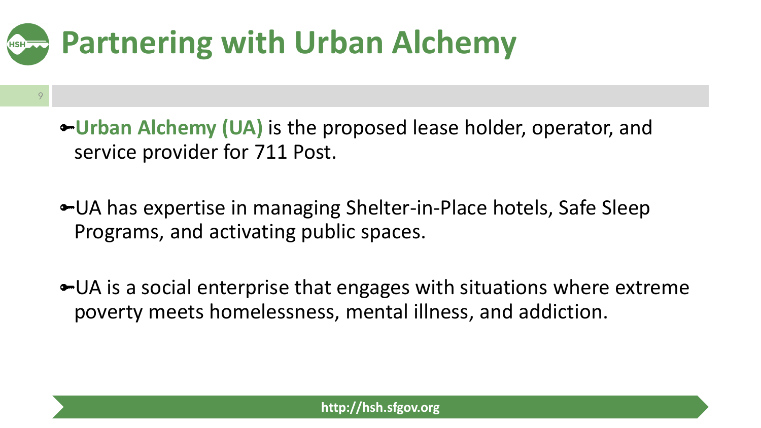# Partnering with Urban Alchemy

- **Urban Alchemy (UA)** is the proposed lease holder, operator, and service provider for 711 Post.

- UA has expertise in managing Shelter-in-Place hotels, Safe Sleep Programs, and activating public spaces.

- UA is a social enterprise that engages with situations where extreme poverty meets homelessness, mental illness, and addiction.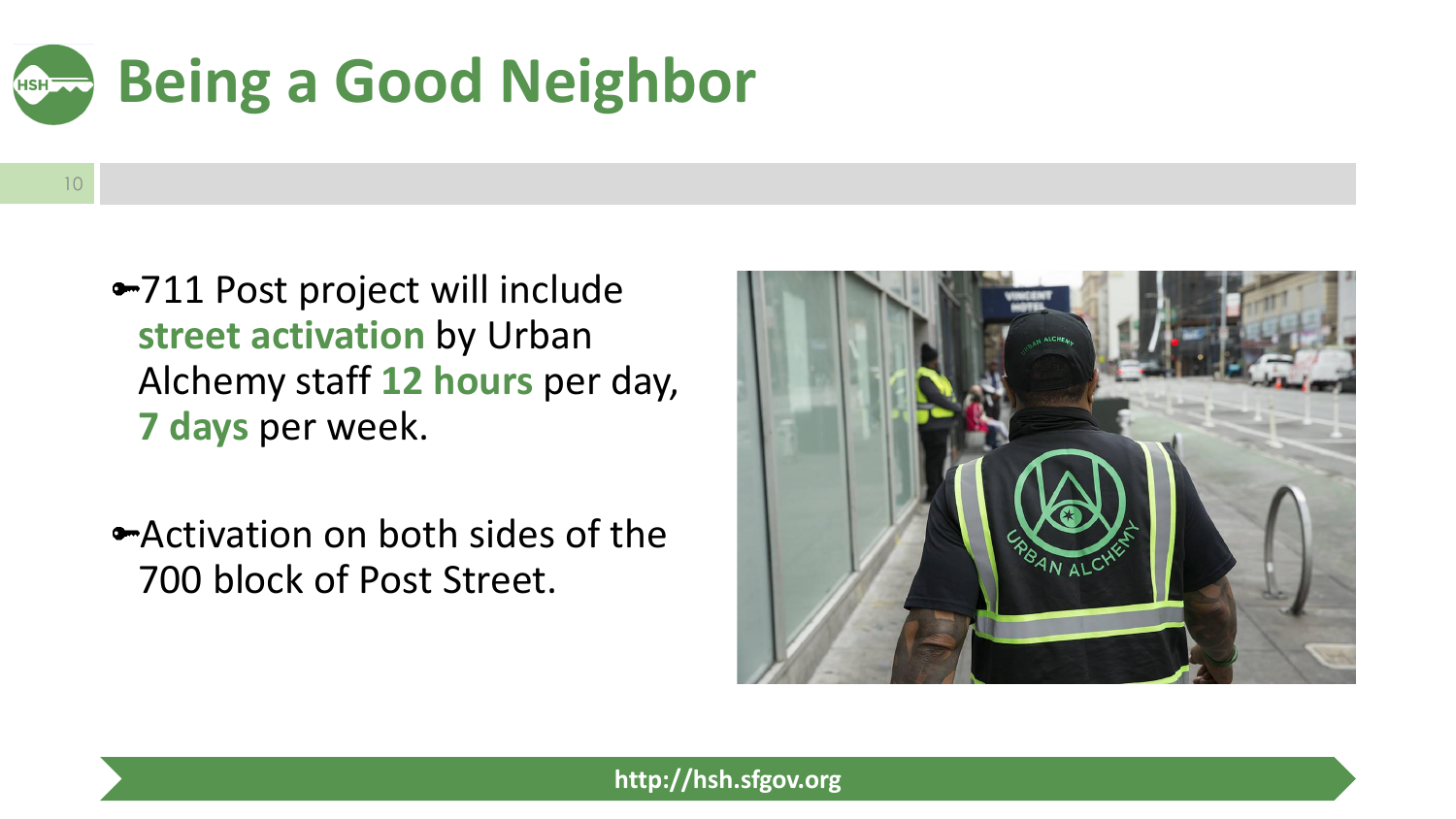# Being a Good Neighbor

- 711 Post project will include **street activation** by Urban Alchemy staff **12 hours** per day, **7 days** per week.

- Activation on both sides of the 700 block of Post Street.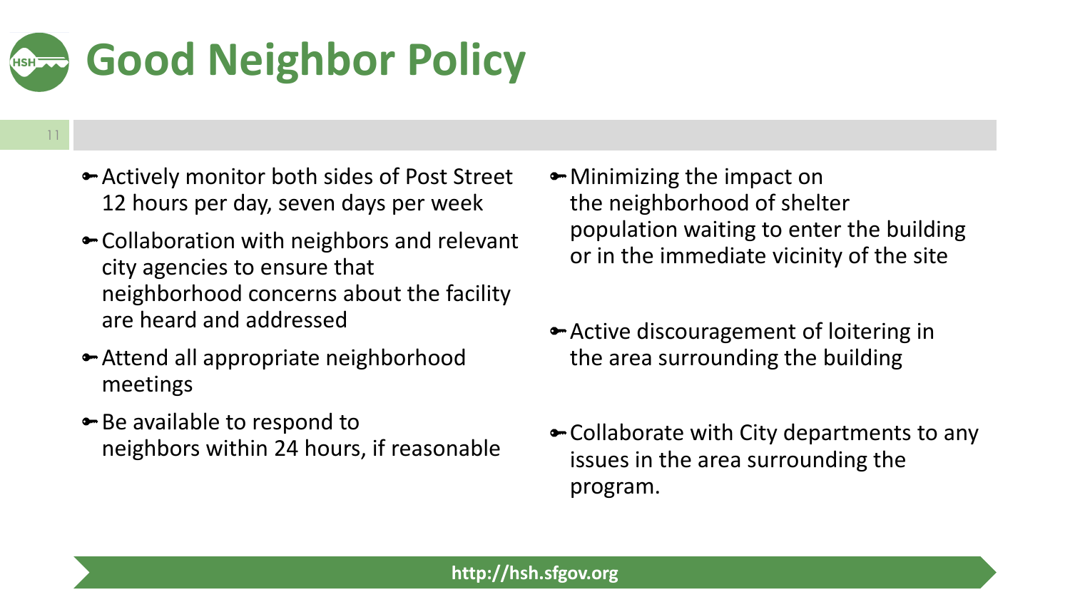# Good Neighbor Policy

- Actively monitor both sides of Post Street 12 hours per day, seven days per week
- Collaboration with neighbors and relevant city agencies to ensure that neighborhood concerns about the facility are heard and addressed
- Attend all appropriate neighborhood meetings
- Be available to respond to neighbors within 24 hours, if reasonable
- Minimizing the impact on the neighborhood of shelter population waiting to enter the building or in the immediate vicinity of the site
- Active discouragement of loitering in the area surrounding the building
- Collaborate with City departments to any issues in the area surrounding the program.

http://hsh.sfgov.org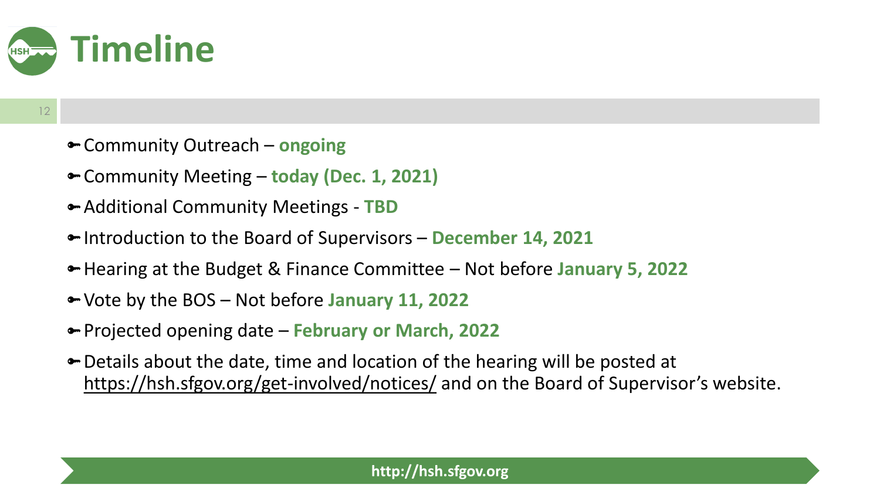# Timeline

- Community Outreach – **ongoing**
- Community Meeting – **today (Dec. 1, 2021)**
- Additional Community Meetings - **TBD**
- Introduction to the Board of Supervisors – **December 14, 2021**
- Hearing at the Budget & Finance Committee – Not before **January 5, 2022**
- Vote by the BOS – Not before **January 11, 2022**
- Projected opening date – **February or March, 2022**
- Details about the date, time and location of the hearing will be posted at https://hsh.sfgov.org/get-involved/notices/ and on the Board of Supervisor's website.

**http://hsh.sfgov.org**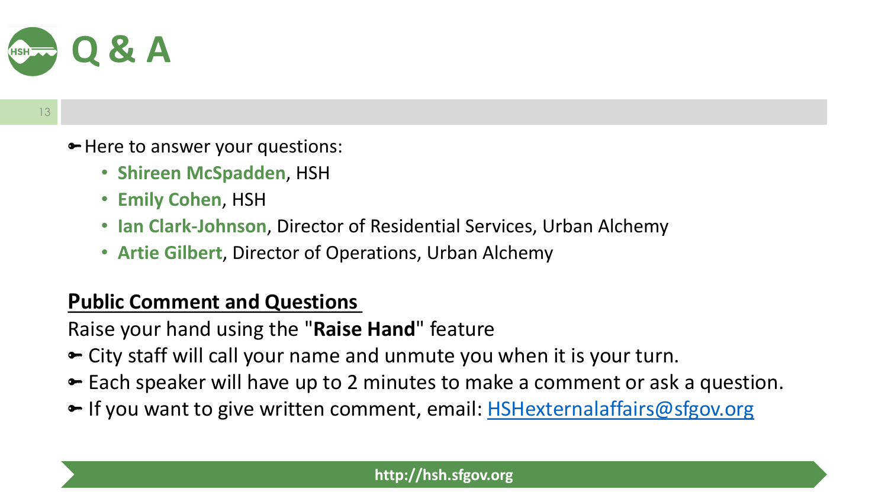# Q & A

- Here to answer your questions:
  - **Shireen McSpadden**, HSH
  - **Emily Cohen**, HSH
  - **Ian Clark-Johnson**, Director of Residential Services, Urban Alchemy
  - **Artie Gilbert**, Director of Operations, Urban Alchemy

## Public Comment and Questions

Raise your hand using the "**Raise Hand**" feature

- City staff will call your name and unmute you when it is your turn.
- Each speaker will have up to 2 minutes to make a comment or ask a question.
- If you want to give written comment, email: HSHexternalaffairs@sfgov.org

http://hsh.sfgov.org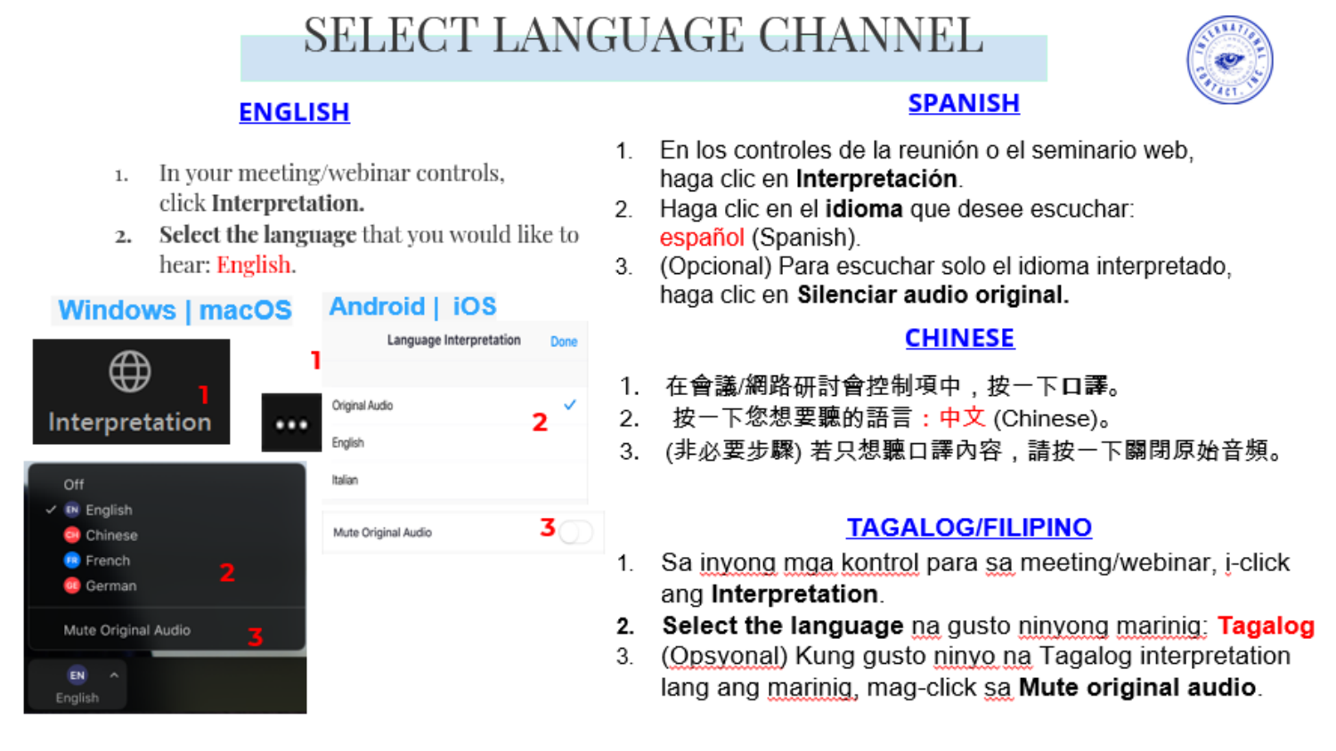# SELECT LANGUAGE CHANNEL

## ENGLISH

1. In your meeting/webinar controls, click **Interpretation.**
2. **Select the language** that you would like to hear: English.

**Windows | macOS**

**Android | iOS**

## SPANISH

1. En los controles de la reunión o el seminario web, haga clic en **Interpretación**.
2. Haga clic en el **idioma** que desee escuchar: español (Spanish).
3. (Opcional) Para escuchar solo el idioma interpretado, haga clic en **Silenciar audio original.**

## CHINESE

1. 在會議/網路研討會控制項中，按一下**口譯**。
2. 按一下您想要聽的語言：中文 (Chinese)。
3. (非必要步驟) 若只想聽口譯內容，請按一下關閉原始音頻。

## TAGALOG/FILIPINO

1. Sa inyong mga kontrol para sa meeting/webinar, i-click ang **Interpretation**.
2. **Select the language** na gusto ninyong marinig: **Tagalog**
3. (Opsyonal) Kung gusto ninyo na Tagalog interpretation lang ang marinig, mag-click sa **Mute original audio**.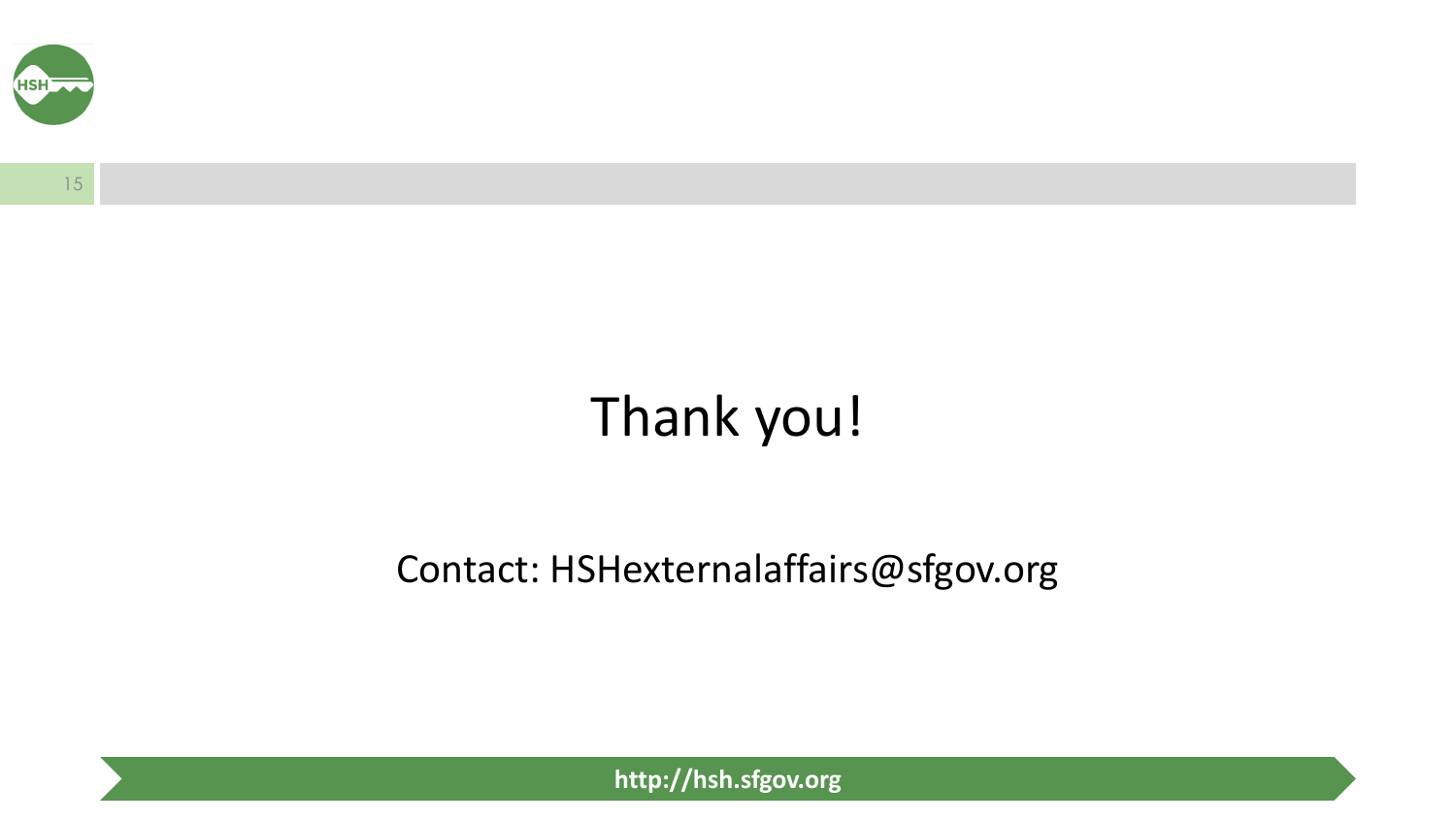# Thank you!

Contact: HSHexternalaffairs@sfgov.org

**http://hsh.sfgov.org**